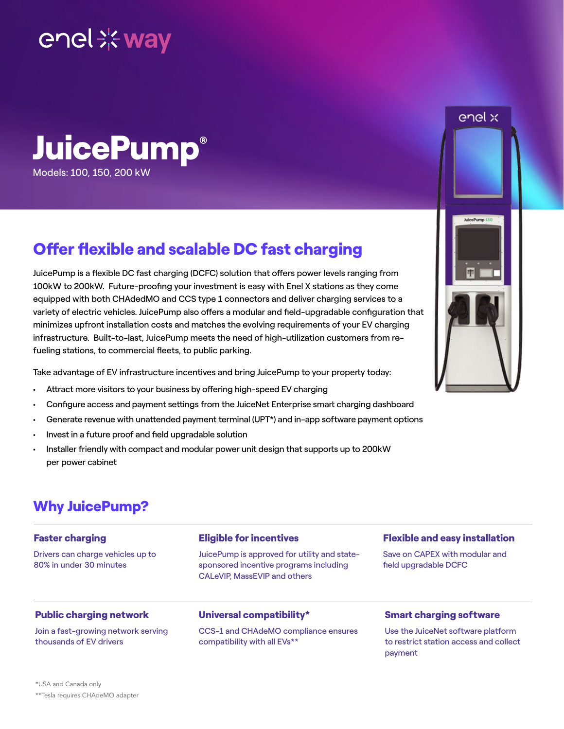enel way

# JuicePump®

Models: 100, 150, 200 kW

## Offer flexible and scalable DC fast charging

JuicePump is a flexible DC fast charging (DCFC) solution that offers power levels ranging from 100kW to 200kW. Future-proofing your investment is easy with Enel X stations as they come equipped with both CHAdedMO and CCS type 1 connectors and deliver charging services to a variety of electric vehicles. JuicePump also offers a modular and field-upgradable configuration that minimizes upfront installation costs and matches the evolving requirements of your EV charging infrastructure. Built-to-last, JuicePump meets the need of high-utilization customers from re-fueling stations, to commercial fleets, to public parking.

Take advantage of EV infrastructure incentives and bring JuicePump to your property today:

- Attract more visitors to your business by offering high-speed EV charging
- Configure access and payment settings from the JuiceNet Enterprise smart charging dashboard
- Generate revenue with unattended payment terminal (UPT*) and in-app software payment options
- Invest in a future proof and field upgradable solution
- Installer friendly with compact and modular power unit design that supports up to 200kW per power cabinet

## Why JuicePump?

### Faster charging

Drivers can charge vehicles up to 80% in under 30 minutes

### Eligible for incentives

JuicePump is approved for utility and state-sponsored incentive programs including CALeVIP, MassEVIP and others

### Flexible and easy installation

Save on CAPEX with modular and field upgradable DCFC

### Public charging network

Join a fast-growing network serving thousands of EV drivers

### Universal compatibility*

CCS-1 and CHAdeMO compliance ensures compatibility with all EVs**

### Smart charging software

Use the JuiceNet software platform to restrict station access and collect payment

*USA and Canada only

**Tesla requires CHAdeMO adapter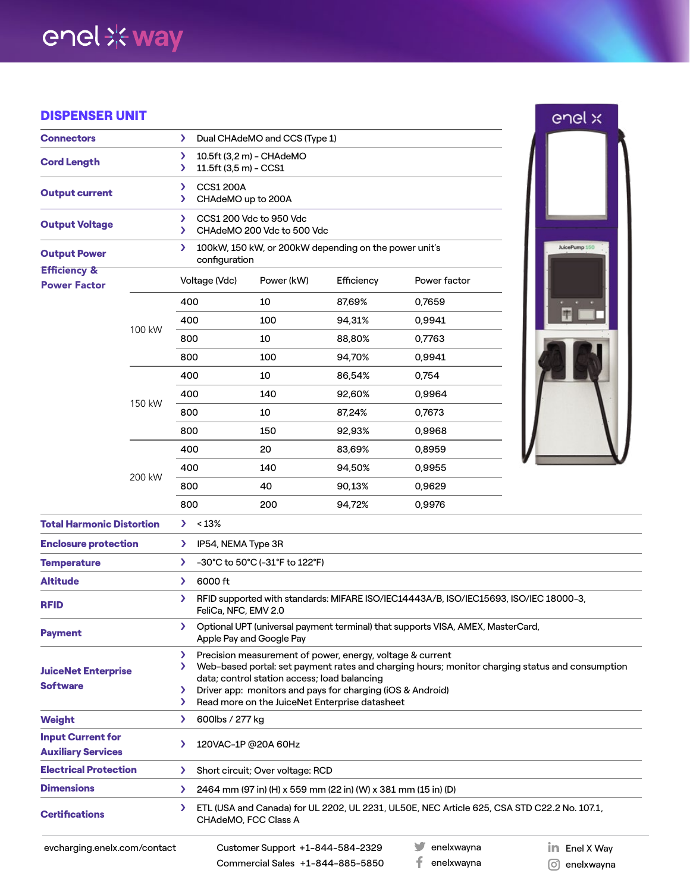## DISPENSER UNIT

| | |
|---|---|
| **Connectors** | Dual CHAdeMO and CCS (Type 1) |
| **Cord Length** | 10.5ft (3,2 m) - CHAdeMO<br>11.5ft (3,5 m) - CCS1 |
| **Output current** | CCS1 200A<br>CHAdeMO up to 200A |
| **Output Voltage** | CCS1 200 Vdc to 950 Vdc<br>CHAdeMO 200 Vdc to 500 Vdc |
| **Output Power** | 100kW, 150 kW, or 200kW depending on the power unit's configuration |

**Efficiency & Power Factor**

| | Voltage (Vdc) | Power (kW) | Efficiency | Power factor |
|---|---|---|---|---|
| 100 kW | 400 | 10 | 87,69% | 0,7659 |
| | 400 | 100 | 94,31% | 0,9941 |
| | 800 | 10 | 88,80% | 0,7763 |
| | 800 | 100 | 94,70% | 0,9941 |
| 150 kW | 400 | 10 | 86,54% | 0,754 |
| | 400 | 140 | 92,60% | 0,9964 |
| | 800 | 10 | 87,24% | 0,7673 |
| | 800 | 150 | 92,93% | 0,9968 |
| 200 kW | 400 | 20 | 83,69% | 0,8959 |
| | 400 | 140 | 94,50% | 0,9955 |
| | 800 | 40 | 90,13% | 0,9629 |
| | 800 | 200 | 94,72% | 0,9976 |

| | |
|---|---|
| **Total Harmonic Distortion** | < 13% |
| **Enclosure protection** | IP54, NEMA Type 3R |
| **Temperature** | -30°C to 50°C (-31°F to 122°F) |
| **Altitude** | 6000 ft |
| **RFID** | RFID supported with standards: MIFARE ISO/IEC14443A/B, ISO/IEC15693, ISO/IEC 18000-3, FeliCa, NFC, EMV 2.0 |
| **Payment** | Optional UPT (universal payment terminal) that supports VISA, AMEX, MasterCard, Apple Pay and Google Pay |
| **JuiceNet Enterprise Software** | Precision measurement of power, energy, voltage & current<br>Web-based portal: set payment rates and charging hours; monitor charging status and consumption data; control station access; load balancing<br>Driver app: monitors and pays for charging (iOS & Android)<br>Read more on the JuiceNet Enterprise datasheet |
| **Weight** | 600lbs / 277 kg |
| **Input Current for Auxiliary Services** | 120VAC-1P @20A 60Hz |
| **Electrical Protection** | Short circuit; Over voltage: RCD |
| **Dimensions** | 2464 mm (97 in) (H) x 559 mm (22 in) (W) x 381 mm (15 in) (D) |
| **Certifications** | ETL (USA and Canada) for UL 2202, UL 2231, UL50E, NEC Article 625, CSA STD C22.2 No. 107.1, CHAdeMO, FCC Class A |

evcharging.enelx.com/contact

Customer Support +1-844-584-2329
Commercial Sales +1-844-885-5850

enelxwayna
enelxwayna
Enel X Way
enelxwayna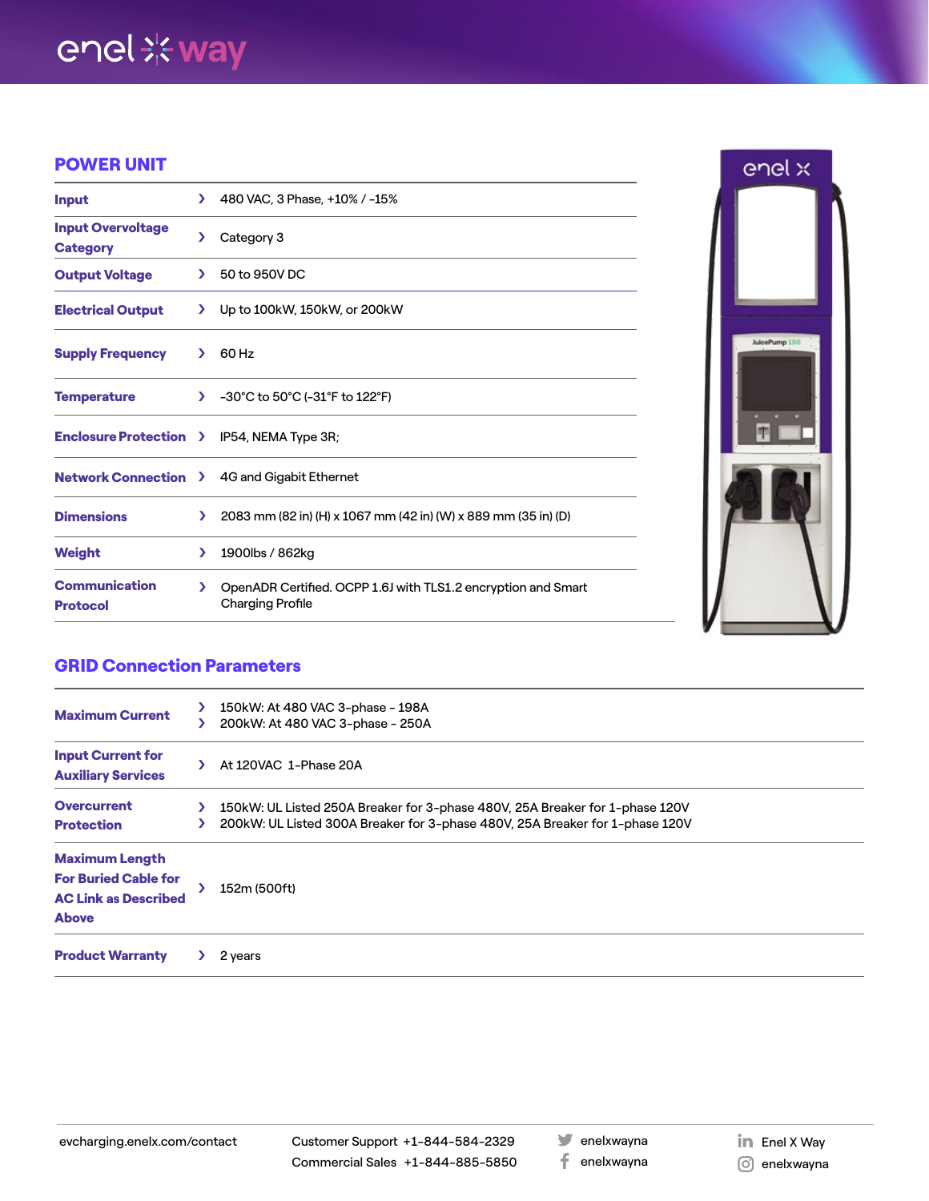## POWER UNIT

| | |
|---|---|
| **Input** | 480 VAC, 3 Phase, +10% / -15% |
| **Input Overvoltage Category** | Category 3 |
| **Output Voltage** | 50 to 950V DC |
| **Electrical Output** | Up to 100kW, 150kW, or 200kW |
| **Supply Frequency** | 60 Hz |
| **Temperature** | -30°C to 50°C (-31°F to 122°F) |
| **Enclosure Protection** | IP54, NEMA Type 3R; |
| **Network Connection** | 4G and Gigabit Ethernet |
| **Dimensions** | 2083 mm (82 in) (H) x 1067 mm (42 in) (W) x 889 mm (35 in) (D) |
| **Weight** | 1900lbs / 862kg |
| **Communication Protocol** | OpenADR Certified. OCPP 1.6J with TLS1.2 encryption and Smart Charging Profile |

## GRID Connection Parameters

| | |
|---|---|
| **Maximum Current** | 150kW: At 480 VAC 3-phase - 198A<br>200kW: At 480 VAC 3-phase - 250A |
| **Input Current for Auxiliary Services** | At 120VAC 1-Phase 20A |
| **Overcurrent Protection** | 150kW: UL Listed 250A Breaker for 3-phase 480V, 25A Breaker for 1-phase 120V<br>200kW: UL Listed 300A Breaker for 3-phase 480V, 25A Breaker for 1-phase 120V |
| **Maximum Length For Buried Cable for AC Link as Described Above** | 152m (500ft) |
| **Product Warranty** | 2 years |

evcharging.enelx.com/contact

Customer Support +1-844-584-2329
Commercial Sales +1-844-885-5850

enelxwayna
enelxwayna
Enel X Way
enelxwayna